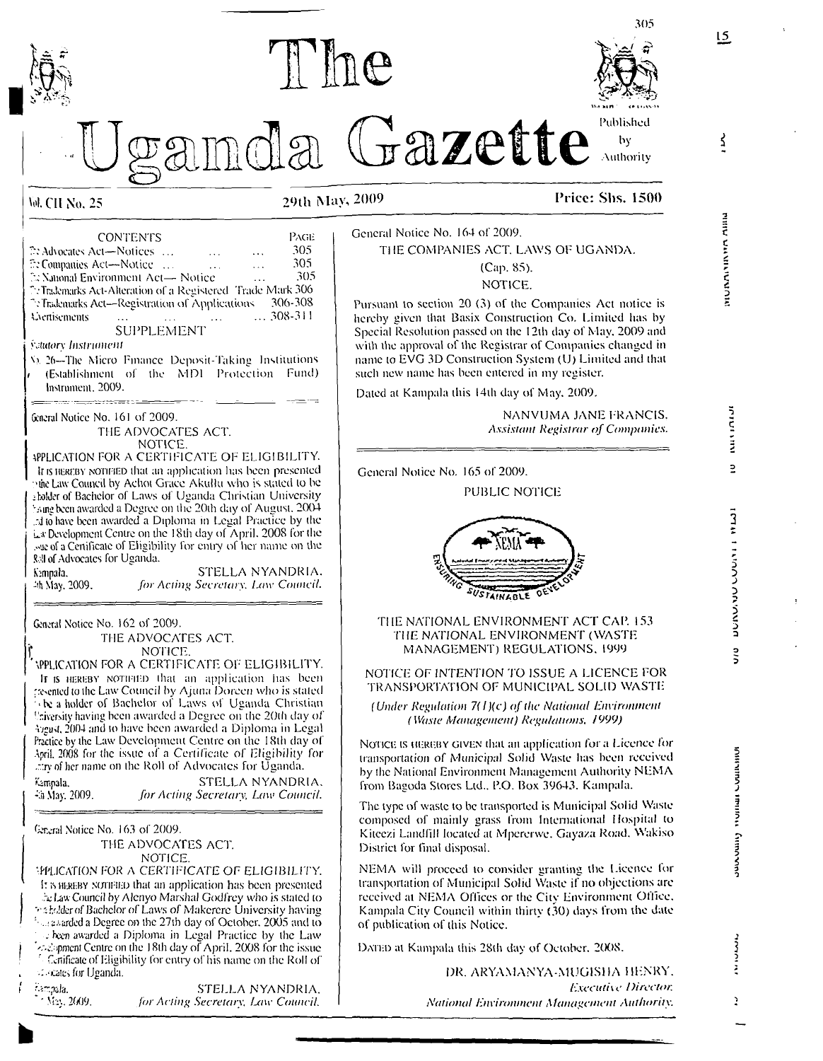# The Uganda Gazette

Published by Authority

Vol. CII No. 25 | 29th May, 2009 | Price: Shs. 1500

**CONTENTS** | **PAGE**
---|---
The Advocates Act—Notices ... ... ... | 305
The Companies Act—Notice ... ... ... | 305
The National Environment Act— Notice ... | 305
The Trademarks Act-Alteration of a Registered Trade Mark | 306
The Trademarks Act—Registration of Applications | 306-308
Advertisements ... ... ... ... | 308-311

**SUPPLEMENT**

*Statutory Instrument*

No. 26—The Micro Finance Deposit-Taking Institutions (Establishment of the MDI Protection Fund) Instrument, 2009.

---

General Notice No. 161 of 2009.

THE ADVOCATES ACT.

NOTICE.

APPLICATION FOR A CERTIFICATE OF ELIGIBILITY.

IT IS HEREBY NOTIFIED that an application has been presented to the Law Council by Achot Grace Akullu who is stated to be a holder of Bachelor of Laws of Uganda Christian University having been awarded a Degree on the 20th day of August, 2004 and to have been awarded a Diploma in Legal Practice by the Law Development Centre on the 18th day of April, 2008 for the issue of a Certificate of Eligibility for entry of her name on the Roll of Advocates for Uganda.

Kampala,
4th May, 2009.

STELLA NYANDRIA,
*for Acting Secretary, Law Council.*

---

General Notice No. 162 of 2009.

THE ADVOCATES ACT.

NOTICE.

APPLICATION FOR A CERTIFICATE OF ELIGIBILITY.

IT IS HEREBY NOTIFIED that an application has been presented to the Law Council by Ajuna Doreen who is stated to be a holder of Bachelor of Laws of Uganda Christian University having been awarded a Degree on the 20th day of August, 2004 and to have been awarded a Diploma in Legal Practice by the Law Development Centre on the 18th day of April, 2008 for the issue of a Certificate of Eligibility for entry of her name on the Roll of Advocates for Uganda.

Kampala,
4th May, 2009.

STELLA NYANDRIA,
*for Acting Secretary, Law Council.*

---

General Notice No. 163 of 2009.

THE ADVOCATES ACT.

NOTICE.

APPLICATION FOR A CERTIFICATE OF ELIGIBILITY.

IT IS HEREBY NOTIFIED that an application has been presented to the Law Council by Alenyo Marshal Godfrey who is stated to be a holder of Bachelor of Laws of Makerere University having been awarded a Degree on the 27th day of October, 2005 and to have been awarded a Diploma in Legal Practice by the Law Development Centre on the 18th day of April, 2008 for the issue of a Certificate of Eligibility for entry of his name on the Roll of Advocates for Uganda.

Kampala,
4th May, 2009.

STELLA NYANDRIA,
*for Acting Secretary, Law Council.*

---

General Notice No. 164 of 2009.

THE COMPANIES ACT, LAWS OF UGANDA.

(Cap. 85).

NOTICE.

Pursuant to section 20 (3) of the Companies Act notice is hereby given that Basix Construction Co. Limited has by Special Resolution passed on the 12th day of May, 2009 and with the approval of the Registrar of Companies changed in name to EVG 3D Construction System (U) Limited and that such new name has been entered in my register.

Dated at Kampala this 14th day of May, 2009.

NANVUMA JANE FRANCIS,
*Assistant Registrar of Companies.*

---

General Notice No. 165 of 2009.

PUBLIC NOTICE

NEMA — ENSURING SUSTAINABLE DEVELOPMENT

THE NATIONAL ENVIRONMENT ACT CAP. 153
THE NATIONAL ENVIRONMENT (WASTE MANAGEMENT) REGULATIONS, 1999

NOTICE OF INTENTION TO ISSUE A LICENCE FOR TRANSPORTATION OF MUNICIPAL SOLID WASTE

*(Under Regulation 7(1)(c) of the National Environment (Waste Management) Regulations, 1999)*

NOTICE IS HEREBY GIVEN that an application for a Licence for transportation of Municipal Solid Waste has been received by the National Environment Management Authority NEMA from Bagoda Stores Ltd., P.O. Box 39643, Kampala.

The type of waste to be transported is Municipal Solid Waste composed of mainly grass from International Hospital to Kiteezi Landfill located at Mpererwe, Gayaza Road, Wakiso District for final disposal.

NEMA will proceed to consider granting the Licence for transportation of Municipal Solid Waste if no objections are received at NEMA Offices or the City Environment Office, Kampala City Council within thirty (30) days from the date of publication of this Notice.

DATED at Kampala this 28th day of October, 2008.

DR. ARYAMANYA-MUGISHA HENRY,
*Executive Director,*
*National Environment Management Authority.*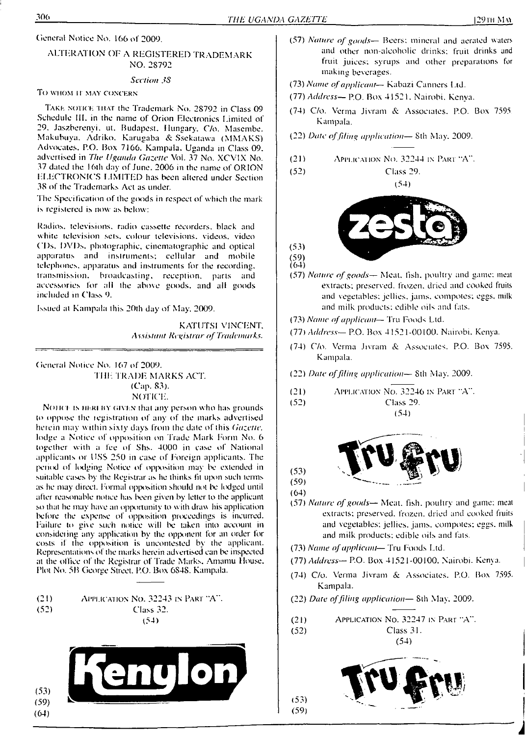General Notice No. 166 of 2009.

## ALTERATION OF A REGISTERED TRADEMARK NO. 28792

*Section 38*

TO WHOM IT MAY CONCERN

TAKE NOTICE THAT the Trademark No. 28792 in Class 09 Schedule III, in the name of Orion Electronics Limited of 29, Jaszberenyi, ut, Budapest, Hungary, C/o. Masembe, Makubuya, Adriko, Karugaba & Ssekatawa (MMAKS) Advocates, P.O. Box 7166, Kampala, Uganda in Class 09, advertised in *The Uganda Gazette* Vol. 37 No. XCVIX No. 37 dated the 16th day of June, 2006 in the name of ORION ELECTRONICS LIMITED has been altered under Section 38 of the Trademarks Act as under.

The Specification of the goods in respect of which the mark is registered is now as below:

Radios, televisions, radio cassette recorders, black and white television sets, colour televisions, videos, video CDs, DVDs, photographic, cinematographic and optical apparatus and instruments; cellular and mobile telephones, apparatus and instruments for the recording, transmission, broadcasting, reception, parts and accessories for all the above goods, and all goods included in Class 9.

Issued at Kampala this 20th day of May, 2009.

KATUTSI VINCENT,
*Assistant Registrar of Trademarks.*

---

General Notice No. 167 of 2009.

## THE TRADE MARKS ACT.
## (Cap. 83).
## NOTICE.

NOTICE IS HEREBY GIVEN that any person who has grounds to oppose the registration of any of the marks advertised herein may within sixty days from the date of this *Gazette*, lodge a Notice of opposition on Trade Mark Form No. 6 together with a fee of Shs. 4000 in case of National applicants or US$ 250 in case of Foreign applicants. The period of lodging Notice of opposition may be extended in suitable cases by the Registrar as he thinks fit upon such terms as he may direct. Formal opposition should not be lodged until after reasonable notice has been given by letter to the applicant so that he may have an opportunity to with draw his application before the expense of opposition proceedings is incurred. Failure to give such notice will be taken into account in considering any application by the opponent for an order for costs if the opposition is uncontested by the applicant. Representations of the marks herein advertised can be inspected at the office of the Registrar of Trade Marks, Amamu House, Plot No. 5B George Street, P.O. Box 6848, Kampala.

---

(21) APPLICATION NO. 32243 IN PART "A".

(52) Class 32.

(54)

Kenylon

(53)

(59)

(64)

(57) *Nature of goods*— Beers; mineral and aerated waters and other non-alcoholic drinks; fruit drinks and fruit juices; syrups and other preparations for making beverages.

(73) *Name of applicant*— Kabazi Canners Ltd.

(77) *Address*— P.O. Box 41521, Nairobi, Kenya.

(74) C/o. Verma Jivram & Associates, P.O. Box 7595 Kampala.

(22) *Date of filing application*— 8th May, 2009.

---

(21) APPLICATION NO. 32244 IN PART "A".

(52) Class 29.

(54)

zesta

(53)

(59)

(64)

(57) *Nature of goods*— Meat, fish, poultry and game; meat extracts; preserved, frozen, dried and cooked fruits and vegetables; jellies, jams, compotes; eggs, milk and milk products; edible oils and fats.

(73) *Name of applicant*— Tru Foods Ltd.

(77) *Address*— P.O. Box 41521-00100, Nairobi, Kenya.

(74) C/o. Verma Jivram & Associates, P.O. Box 7595, Kampala.

(22) *Date of filing application*— 8th May, 2009.

---

(21) APPLICATION NO. 32246 IN PART "A".

(52) Class 29.

(54)

Tru fru

(53)

(59)

(64)

(57) *Nature of goods*— Meat, fish, poultry and game; meat extracts; preserved, frozen, dried and cooked fruits and vegetables; jellies, jams, compotes; eggs, milk and milk products; edible oils and fats.

(73) *Name of applicant*— Tru Foods Ltd.

(77) *Address*— P.O. Box 41521-00100, Nairobi, Kenya.

(74) C/o. Verma Jivram & Associates, P.O. Box 7595. Kampala.

(22) *Date of filing application*— 8th May, 2009.

---

(21) APPLICATION NO. 32247 IN PART "A".

(52) Class 31.

(54)

Tru fru

(53)

(59)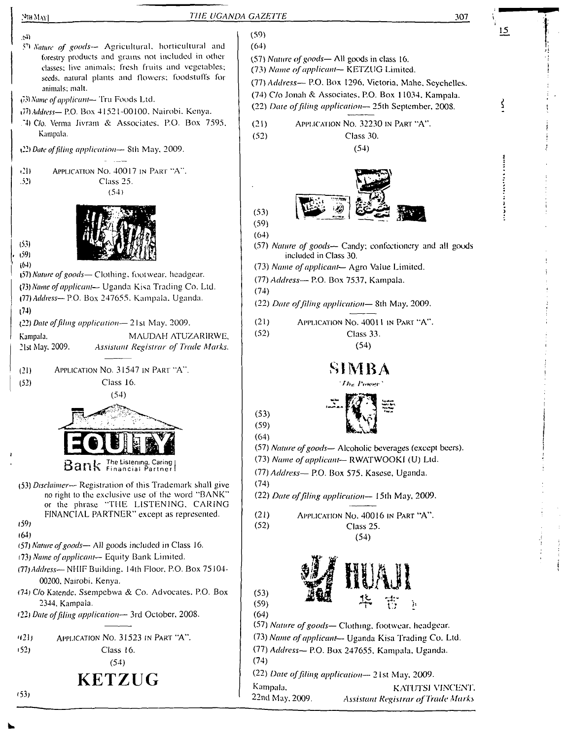(54)

(57) *Nature of goods*— Agricultural, horticultural and forestry products and grains not included in other classes; live animals; fresh fruits and vegetables; seeds, natural plants and flowers; foodstuffs for animals; malt.

(73) *Name of applicant*— Tru Foods Ltd.

(77) *Address*— P.O. Box 41521-00100, Nairobi, Kenya.

(74) C/o. Verma Jivram & Associates, P.O. Box 7595, Kampala.

(22) *Date of filing application*— 8th May, 2009.

---

(21) APPLICATION NO. 40017 IN PART "A".

(52) Class 25.

(54)

(53)

(59)

(64)

(57) *Nature of goods*— Clothing, footwear, headgear.

(73) *Name of applicant*— Uganda Kisa Trading Co. Ltd.

(77) *Address*— P.O. Box 247655, Kampala, Uganda.

(74)

(22) *Date of filing application*— 21st May, 2009.

Kampala, 21st May, 2009.

MAUDAH ATUZARIRWE,
*Assistant Registrar of Trade Marks.*

---

(21) APPLICATION NO. 31547 IN PART "A".

(52) Class 16.

(54)

EQUITY Bank The Listening, Caring Financial Partner

(53) *Disclaimer*— Registration of this Trademark shall give no right to the exclusive use of the word "BANK" or the phrase "THE LISTENING, CARING FINANCIAL PARTNER" except as represented.

(59)

(64)

(57) *Nature of goods*— All goods included in Class 16.

(73) *Name of applicant*— Equity Bank Limited.

(77) *Address*— NHIF Building, 14th Floor, P.O. Box 75104-00200, Nairobi, Kenya.

(74) C/o Katende, Ssempebwa & Co. Advocates, P.O. Box 2344, Kampala.

(22) *Date of filing application*— 3rd October, 2008.

---

(21) APPLICATION NO. 31523 IN PART "A".

(52) Class 16.

(54)

**KETZUG**

(53)

(59)

(64)

(57) *Nature of goods*— All goods in class 16.

(73) *Name of applicant*— KETZUG Limited.

(77) *Address*— P.O. Box 1296, Victoria, Mahe, Seychelles.

(74) C/o Jonah & Associates, P.O. Box 11034, Kampala.

(22) *Date of filing application*— 25th September, 2008.

---

(21) APPLICATION NO. 32230 IN PART "A".

(52) Class 30.

(54)

(53)

(59)

(64)

(57) *Nature of goods*— Candy; confectionery and all goods included in Class 30.

(73) *Name of applicant*— Agro Value Limited.

(77) *Address*— P.O. Box 7537, Kampala.

(74)

(22) *Date of filing application*— 8th May, 2009.

---

(21) APPLICATION NO. 40011 IN PART "A".

(52) Class 33.

(54)

**SIMBA**

*The Power*

(53)

(59)

(64)

(57) *Nature of goods*— Alcoholic beverages (except beers).

(73) *Name of applicant*— RWATWOOKI (U) Ltd.

(77) *Address*— P.O. Box 575, Kasese, Uganda.

(74)

(22) *Date of filing application*— 15th May, 2009.

---

(21) APPLICATION NO. 40016 IN PART "A".

(52) Class 25.

(54)

HUAJI

(53)

(59)

(64)

(57) *Nature of goods*— Clothing, footwear, headgear.

(73) *Name of applicant*— Uganda Kisa Trading Co. Ltd.

(77) *Address*— P.O. Box 247655, Kampala, Uganda.

(74)

(22) *Date of filing application*— 21st May, 2009.

Kampala, 22nd May, 2009.

KATUTSI VINCENT,
*Assistant Registrar of Trade Marks*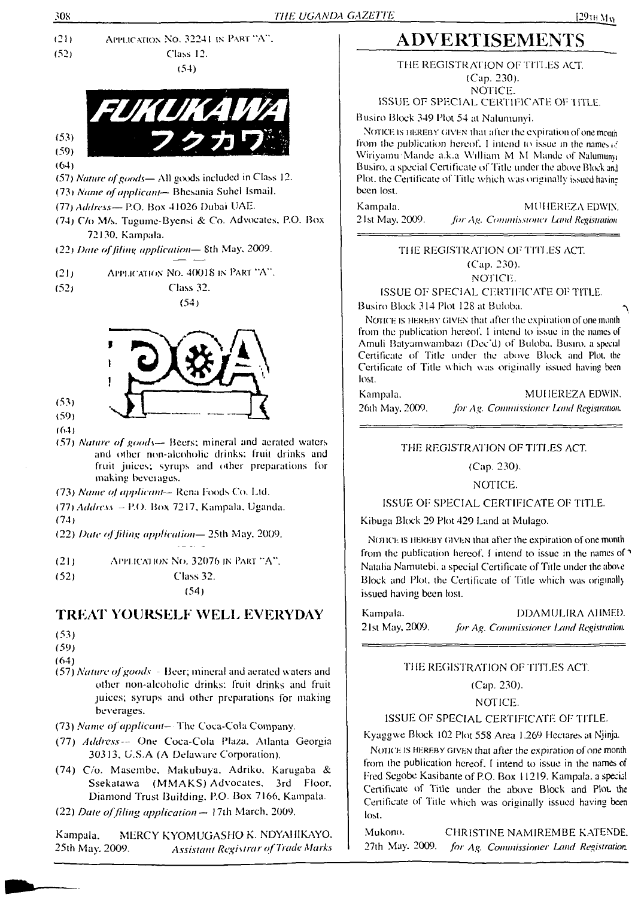(21) APPLICATION No. 32241 IN PART "A".

(52) Class 12.

(54)

FUKUKAWA
フクカワ

(53)

(59)

(64)

(57) *Nature of goods*— All goods included in Class 12.

(73) *Name of applicant*— Bhesania Suhel Ismail.

(77) *Address*— P.O. Box 41026 Dubai UAE.

(74) C/o M/s. Tugume-Byensi & Co. Advocates, P.O. Box 72130, Kampala.

(22) *Date of filing application*— 8th May, 2009.

---

(21) APPLICATION No. 40018 IN PART "A".

(52) Class 32.

(54)

(53)

(59)

(64)

(57) *Nature of goods*— Beers; mineral and aerated waters and other non-alcoholic drinks; fruit drinks and fruit juices; syrups and other preparations for making beverages.

(73) *Name of applicant*— Rena Foods Co. Ltd.

(77) *Address* — P.O. Box 7217, Kampala, Uganda.

(74)

(22) *Date of filing application*— 25th May, 2009.

---

(21) APPLICATION No. 32076 IN PART "A".

(52) Class 32.

(54)

## TREAT YOURSELF WELL EVERYDAY

(53)

(59)

(64)

(57) *Nature of goods* - Beer; mineral and aerated waters and other non-alcoholic drinks; fruit drinks and fruit juices; syrups and other preparations for making beverages.

(73) *Name of applicant*— The Coca-Cola Company.

(77) *Address*— One Coca-Cola Plaza, Atlanta Georgia 30313, U.S.A (A Delaware Corporation).

(74) C/o. Masembe, Makubuya, Adriko, Karugaba & Ssekatawa (MMAKS) Advocates, 3rd Floor, Diamond Trust Building, P.O. Box 7166, Kampala.

(22) *Date of filing application* — 17th March, 2009.

Kampala, MERCY KYOMUGASHO K. NDYAHIKAYO,
25th May, 2009. *Assistant Registrar of Trade Marks*

# ADVERTISEMENTS

THE REGISTRATION OF TITLES ACT.
(Cap. 230).
NOTICE.
ISSUE OF SPECIAL CERTIFICATE OF TITLE.

Busiro Block 349 Plot 54 at Nalumunyi.

NOTICE IS HEREBY GIVEN that after the expiration of one month from the publication hereof, I intend to issue in the names of Wiriyamu Mande a.k.a William M M Mande of Nalumunyi Busiro, a special Certificate of Title under the above Block and Plot, the Certificate of Title which was originally issued having been lost.

Kampala, MUHEREZA EDWIN,
21st May, 2009. *for Ag. Commissioner Land Registration*

---

THE REGISTRATION OF TITLES ACT.
(Cap. 230).
NOTICE.
ISSUE OF SPECIAL CERTIFICATE OF TITLE.

Busiro Block 314 Plot 128 at Buloba.

NOTICE IS HEREBY GIVEN that after the expiration of one month from the publication hereof, I intend to issue in the names of Amuli Batyamwambazi (Dec'd) of Buloba, Busiro, a special Certificate of Title under the above Block and Plot, the Certificate of Title which was originally issued having been lost.

Kampala, MUHEREZA EDWIN,
26th May, 2009. *for Ag. Commissioner Land Registration.*

---

THE REGISTRATION OF TITLES ACT.
(Cap. 230).
NOTICE.
ISSUE OF SPECIAL CERTIFICATE OF TITLE.

Kibuga Block 29 Plot 429 Land at Mulago.

NOTICE IS HEREBY GIVEN that after the expiration of one month from the publication hereof, I intend to issue in the names of Natalia Namutebi, a special Certificate of Title under the above Block and Plot, the Certificate of Title which was originally issued having been lost.

Kampala, DDAMULIRA AHMED,
21st May, 2009. *for Ag. Commissioner Land Registration.*

---

THE REGISTRATION OF TITLES ACT.
(Cap. 230).
NOTICE.
ISSUE OF SPECIAL CERTIFICATE OF TITLE.

Kyaggwe Block 102 Plot 558 Area 1.269 Hectares at Njinja.

NOTICE IS HEREBY GIVEN that after the expiration of one month from the publication hereof, I intend to issue in the names of Fred Segobe Kasibante of P.O. Box 11219, Kampala, a special Certificate of Title under the above Block and Plot, the Certificate of Title which was originally issued having been lost.

Mukono, CHRISTINE NAMIREMBE KATENDE,
27th May, 2009. *for Ag. Commissioner Land Registration.*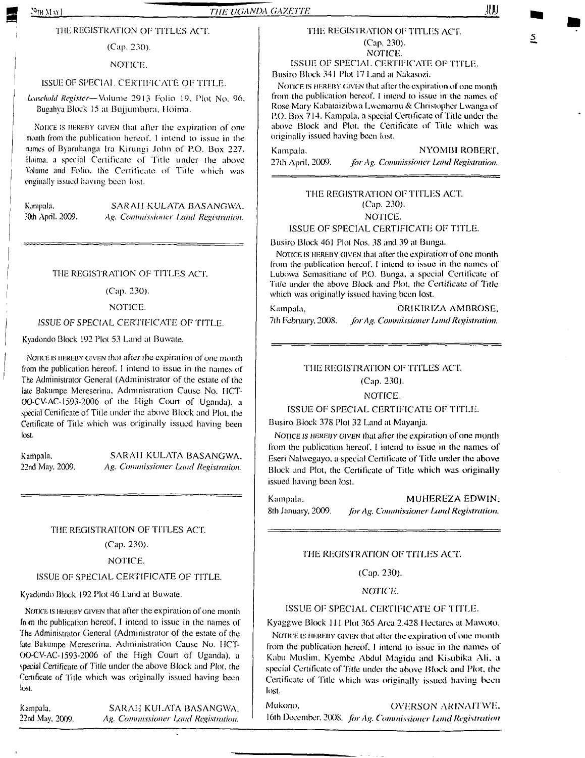THE REGISTRATION OF TITLES ACT.

(Cap. 230).

NOTICE.

ISSUE OF SPECIAL CERTIFICATE OF TITLE.

*Leasehold Register*—Volume 2913 Folio 19, Plot No. 96, Bugahya Block 15 at Bujjumbura, Hoima.

Notice is hereby given that after the expiration of one month from the publication hereof, I intend to issue in the names of Byaruhanga Ira Kirungi John of P.O. Box 227, Hoima, a special Certificate of Title under the above Volume and Folio, the Certificate of Title which was originally issued having been lost.

Kampala, 30th April, 2009.

SARAH KULATA BASANGWA, *Ag. Commissioner Land Registration.*

---

THE REGISTRATION OF TITLES ACT.

(Cap. 230).

NOTICE.

ISSUE OF SPECIAL CERTIFICATE OF TITLE.

Kyadondo Block 192 Plot 53 Land at Buwate.

Notice is hereby given that after the expiration of one month from the publication hereof, I intend to issue in the names of The Administrator General (Administrator of the estate of the late Bakumpe Mereserina, Administration Cause No. HCT-00-CV-AC-1593-2006 of the High Court of Uganda), a special Certificate of Title under the above Block and Plot, the Certificate of Title which was originally issued having been lost.

Kampala, 22nd May, 2009.

SARAH KULATA BASANGWA, *Ag. Commissioner Land Registration.*

---

THE REGISTRATION OF TITLES ACT.

(Cap. 230).

NOTICE.

ISSUE OF SPECIAL CERTIFICATE OF TITLE.

Kyadondo Block 192 Plot 46 Land at Buwate.

Notice is hereby given that after the expiration of one month from the publication hereof, I intend to issue in the names of The Administrator General (Administrator of the estate of the late Bakumpe Mereserina, Administration Cause No. HCT-00-CV-AC-1593-2006 of the High Court of Uganda), a special Certificate of Title under the above Block and Plot, the Certificate of Title which was originally issued having been lost.

Kampala, 22nd May, 2009.

SARAH KULATA BASANGWA, *Ag. Commissioner Land Registration.*

---

THE REGISTRATION OF TITLES ACT.

(Cap. 230).

NOTICE.

ISSUE OF SPECIAL CERTIFICATE OF TITLE.

Busiro Block 341 Plot 17 Land at Nakasozi.

Notice is hereby given that after the expiration of one month from the publication hereof, I intend to issue in the names of Rose Mary Kabataizibwa Lwemamu & Christopher Lwanga of P.O. Box 714, Kampala, a special Certificate of Title under the above Block and Plot, the Certificate of Title which was originally issued having been lost.

Kampala, 27th April, 2009.

NYOMBI ROBERT, *for Ag. Commissioner Land Registration.*

---

THE REGISTRATION OF TITLES ACT.

(Cap. 230).

NOTICE.

ISSUE OF SPECIAL CERTIFICATE OF TITLE.

Busiro Block 461 Plot Nos. 38 and 39 at Bunga.

Notice is hereby given that after the expiration of one month from the publication hereof, I intend to issue in the names of Lubowa Semasitiane of P.O. Bunga, a special Certificate of Title under the above Block and Plot, the Certificate of Title which was originally issued having been lost.

Kampala, 7th February, 2008.

ORIKIRIZA AMBROSE, *for Ag. Commissioner Land Registration.*

---

THE REGISTRATION OF TITLES ACT.

(Cap. 230).

NOTICE.

ISSUE OF SPECIAL CERTIFICATE OF TITLE.

Busiro Block 378 Plot 32 Land at Mayanja.

Notice is hereby given that after the expiration of one month from the publication hereof, I intend to issue in the names of Eseri Nalwegayo, a special Certificate of Title under the above Block and Plot, the Certificate of Title which was originally issued having been lost.

Kampala, 8th January, 2009.

MUHEREZA EDWIN, *for Ag. Commissioner Land Registration.*

---

THE REGISTRATION OF TITLES ACT.

(Cap. 230).

NOTICE.

ISSUE OF SPECIAL CERTIFICATE OF TITLE.

Kyaggwe Block 111 Plot 365 Area 2.428 Hectares at Mawoto.

Notice is hereby given that after the expiration of one month from the publication hereof, I intend to issue in the names of Kabu Muslim, Kyembe Abdul Magidu and Kisubika Ali, a special Certificate of Title under the above Block and Plot, the Certificate of Title which was originally issued having been lost.

Mukono, 16th December, 2008.

OVERSON ARINAITWE, *for Ag. Commissioner Land Registration*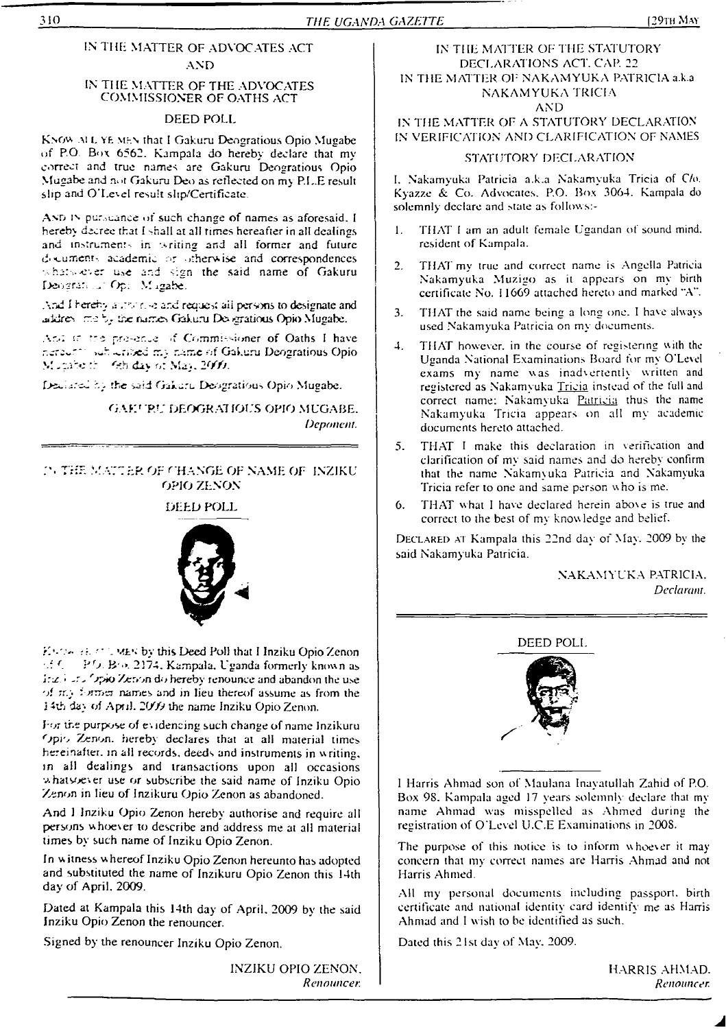IN THE MATTER OF ADVOCATES ACT

AND

IN THE MATTER OF THE ADVOCATES COMMISSIONER OF OATHS ACT

## DEED POLL

KNOW ALL YE MEN that I Gakuru Deogratious Opio Mugabe of P.O. Box 6562, Kampala do hereby declare that my correct and true names are Gakuru Deogratious Opio Mugabe and not Gakuru Deo as reflected on my P.L.E result slip and O'Level result slip/Certificate.

AND IN pursuance of such change of names as aforesaid, I hereby decree that I shall at all times hereafter in all dealings and instruments in writing and all former and future documents academic or otherwise and correspondences whatsoever use and sign the said name of Gakuru Deogratious Opio Mugabe.

And I hereby authorise and request all persons to designate and address me by the names Gakuru Deogratious Opio Mugabe.

And in the presence of Commissioner of Oaths I have hereunto subscribed my name of Gakuru Deogratious Opio Mugabe this 6th day of May, 2009.

Declared by the said Gakuru Deogratious Opio Mugabe.

GAKURU DEOGRATIOUS OPIO MUGABE,
*Deponent.*

---

IN THE MATTER OF CHANGE OF NAME OF INZIKU OPIO ZENON

## DEED POLL

KNOW ALL MEN by this Deed Poll that I Inziku Opio Zenon of C/o P.O. Box 2174, Kampala, Uganda formerly known as Inzikuru Opio Zenon do hereby renounce and abandon the use of my former names and in lieu thereof assume as from the 14th day of April, 2009 the name Inziku Opio Zenon.

For the purpose of evidencing such change of name Inzikuru Opio Zenon, hereby declares that at all material times hereinafter, in all records, deeds and instruments in writing, in all dealings and transactions upon all occasions whatsoever use or subscribe the said name of Inziku Opio Zenon in lieu of Inzikuru Opio Zenon as abandoned.

And I Inziku Opio Zenon hereby authorise and require all persons whoever to describe and address me at all material times by such name of Inziku Opio Zenon.

In witness whereof Inziku Opio Zenon hereunto has adopted and substituted the name of Inzikuru Opio Zenon this 14th day of April, 2009.

Dated at Kampala this 14th day of April, 2009 by the said Inziku Opio Zenon the renouncer.

Signed by the renouncer Inziku Opio Zenon.

INZIKU OPIO ZENON,
*Renouncer.*

---

IN THE MATTER OF THE STATUTORY DECLARATIONS ACT, CAP. 22

IN THE MATTER OF NAKAMYUKA PATRICIA a.k.a NAKAMYUKA TRICIA

AND

IN THE MATTER OF A STATUTORY DECLARATION IN VERIFICATION AND CLARIFICATION OF NAMES

## STATUTORY DECLARATION

I, Nakamyuka Patricia a.k.a Nakamyuka Tricia of C/o. Kyazze & Co. Advocates, P.O. Box 3064, Kampala do solemnly declare and state as follows:-

1. THAT I am an adult female Ugandan of sound mind, resident of Kampala.
2. THAT my true and correct name is Angella Patricia Nakamyuka Muzigo as it appears on my birth certificate No. 11669 attached hereto and marked "A".
3. THAT the said name being a long one, I have always used Nakamyuka Patricia on my documents.
4. THAT however, in the course of registering with the Uganda National Examinations Board for my O'Level exams my name was inadvertently written and registered as Nakamyuka Tricia instead of the full and correct name; Nakamyuka Patricia thus the name Nakamyuka Tricia appears on all my academic documents hereto attached.
5. THAT I make this declaration in verification and clarification of my said names and do hereby confirm that the name Nakamyuka Patricia and Nakamyuka Tricia refer to one and same person who is me.
6. THAT what I have declared herein above is true and correct to the best of my knowledge and belief.

DECLARED AT Kampala this 22nd day of May, 2009 by the said Nakamyuka Patricia.

NAKAMYUKA PATRICIA,
*Declarant.*

---

## DEED POLL

I Harris Ahmad son of Maulana Inayatullah Zahid of P.O. Box 98, Kampala aged 17 years solemnly declare that my name Ahmad was misspelled as Ahmed during the registration of O'Level U.C.E Examinations in 2008.

The purpose of this notice is to inform whoever it may concern that my correct names are Harris Ahmad and not Harris Ahmed.

All my personal documents including passport, birth certificate and national identity card identify me as Harris Ahmad and I wish to be identified as such.

Dated this 21st day of May, 2009.

HARRIS AHMAD,
*Renouncer.*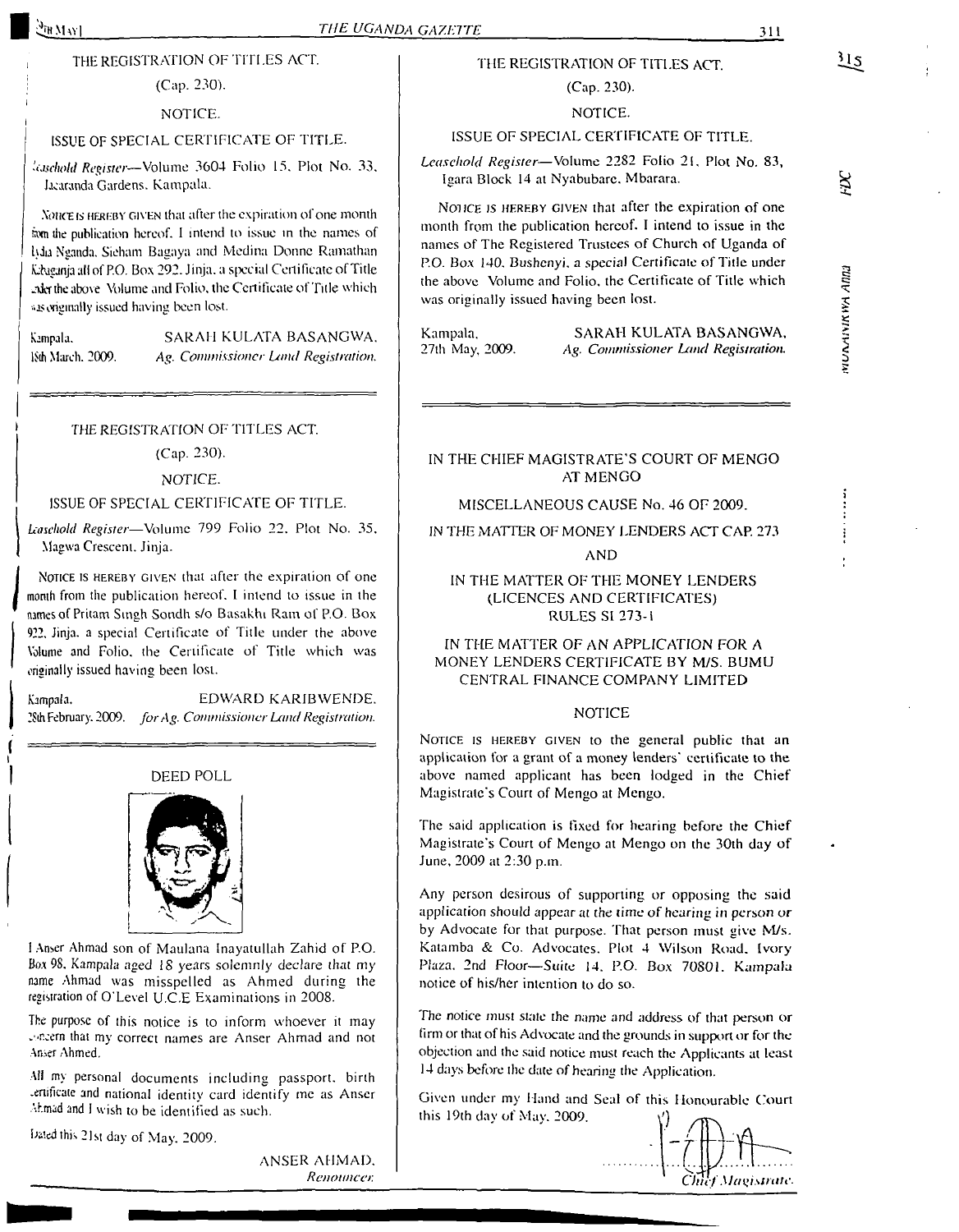THE REGISTRATION OF TITLES ACT.

(Cap. 230).

NOTICE.

ISSUE OF SPECIAL CERTIFICATE OF TITLE.

*Leasehold Register*—Volume 3604 Folio 15, Plot No. 33, Jacaranda Gardens, Kampala.

NOTICE IS HEREBY GIVEN that after the expiration of one month from the publication hereof, I intend to issue in the names of Lydia Nganda, Sieham Bagaya and Medina Donne Ramathan Kibaganja all of P.O. Box 292, Jinja, a special Certificate of Title under the above Volume and Folio, the Certificate of Title which was originally issued having been lost.

Kampala, 18th March, 2009.

SARAH KULATA BASANGWA,
*Ag. Commissioner Land Registration.*

---

THE REGISTRATION OF TITLES ACT.

(Cap. 230).

NOTICE.

ISSUE OF SPECIAL CERTIFICATE OF TITLE.

*Leasehold Register*—Volume 799 Folio 22, Plot No. 35, Magwa Crescent, Jinja.

NOTICE IS HEREBY GIVEN that after the expiration of one month from the publication hereof, I intend to issue in the names of Pritam Singh Sondh s/o Basakhi Ram of P.O. Box 922, Jinja, a special Certificate of Title under the above Volume and Folio, the Certificate of Title which was originally issued having been lost.

Kampala, 28th February, 2009.

EDWARD KARIBWENDE,
*for Ag. Commissioner Land Registration.*

---

DEED POLL

I Anser Ahmad son of Maulana Inayatullah Zahid of P.O. Box 98, Kampala aged 18 years solemnly declare that my name Ahmad was misspelled as Ahmed during the registration of O'Level U.C.E Examinations in 2008.

The purpose of this notice is to inform whoever it may concern that my correct names are Anser Ahmad and not Anser Ahmed.

All my personal documents including passport, birth certificate and national identity card identify me as Anser Ahmad and I wish to be identified as such.

Dated this 21st day of May, 2009.

ANSER AHMAD,
*Renouncer.*

---

THE REGISTRATION OF TITLES ACT.

(Cap. 230).

NOTICE.

ISSUE OF SPECIAL CERTIFICATE OF TITLE.

*Leasehold Register*—Volume 2282 Folio 21, Plot No. 83, Igara Block 14 at Nyabubare, Mbarara.

NOTICE IS HEREBY GIVEN that after the expiration of one month from the publication hereof, I intend to issue in the names of The Registered Trustees of Church of Uganda of P.O. Box 140, Bushenyi, a special Certificate of Title under the above Volume and Folio, the Certificate of Title which was originally issued having been lost.

Kampala, 27th May, 2009.

SARAH KULATA BASANGWA,
*Ag. Commissioner Land Registration.*

---

IN THE CHIEF MAGISTRATE'S COURT OF MENGO AT MENGO

MISCELLANEOUS CAUSE No. 46 OF 2009.

IN THE MATTER OF MONEY LENDERS ACT CAP. 273

AND

IN THE MATTER OF THE MONEY LENDERS (LICENCES AND CERTIFICATES) RULES SI 273-1

IN THE MATTER OF AN APPLICATION FOR A MONEY LENDERS CERTIFICATE BY M/S. BUMU CENTRAL FINANCE COMPANY LIMITED

NOTICE

NOTICE IS HEREBY GIVEN to the general public that an application for a grant of a money lenders' certificate to the above named applicant has been lodged in the Chief Magistrate's Court of Mengo at Mengo.

The said application is fixed for hearing before the Chief Magistrate's Court of Mengo at Mengo on the 30th day of June, 2009 at 2:30 p.m.

Any person desirous of supporting or opposing the said application should appear at the time of hearing in person or by Advocate for that purpose. That person must give M/s. Katamba & Co. Advocates, Plot 4 Wilson Road, Ivory Plaza, 2nd Floor—Suite 14, P.O. Box 70801, Kampala notice of his/her intention to do so.

The notice must state the name and address of that person or firm or that of his Advocate and the grounds in support or for the objection and the said notice must reach the Applicants at least 14 days before the date of hearing the Application.

Given under my Hand and Seal of this Honourable Court this 19th day of May, 2009.

*Chief Magistrate.*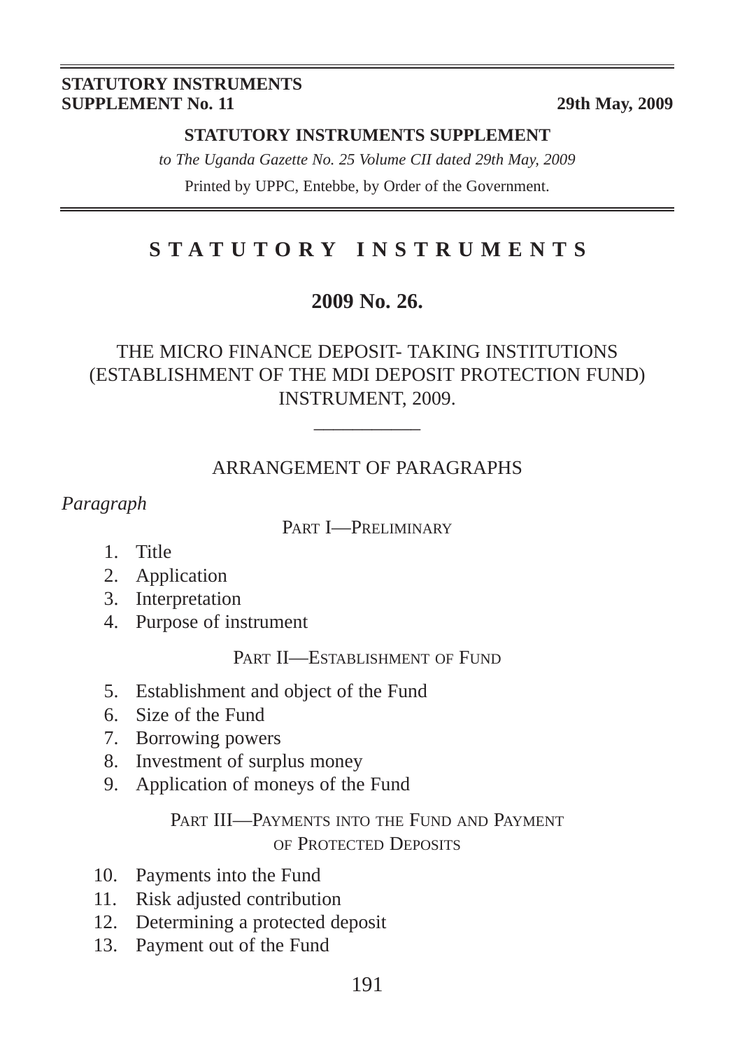**STATUTORY INSTRUMENTS SUPPLEMENT No. 11** — **29th May, 2009**

**STATUTORY INSTRUMENTS SUPPLEMENT**

*to The Uganda Gazette No. 25 Volume CII dated 29th May, 2009*

Printed by UPPC, Entebbe, by Order of the Government.

# STATUTORY INSTRUMENTS

## 2009 No. 26.

## THE MICRO FINANCE DEPOSIT- TAKING INSTITUTIONS (ESTABLISHMENT OF THE MDI DEPOSIT PROTECTION FUND) INSTRUMENT, 2009.

### ARRANGEMENT OF PARAGRAPHS

*Paragraph*

PART I—PRELIMINARY

1. Title
2. Application
3. Interpretation
4. Purpose of instrument

PART II—ESTABLISHMENT OF FUND

5. Establishment and object of the Fund
6. Size of the Fund
7. Borrowing powers
8. Investment of surplus money
9. Application of moneys of the Fund

PART III—PAYMENTS INTO THE FUND AND PAYMENT OF PROTECTED DEPOSITS

10. Payments into the Fund
11. Risk adjusted contribution
12. Determining a protected deposit
13. Payment out of the Fund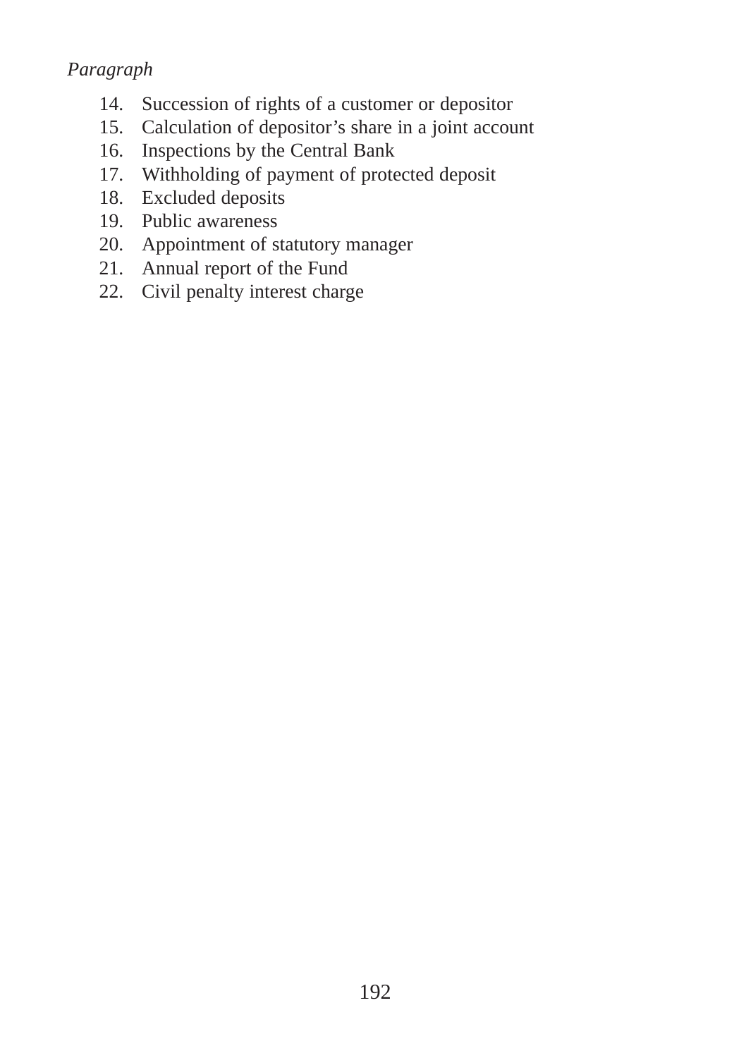*Paragraph*

14. Succession of rights of a customer or depositor
15. Calculation of depositor's share in a joint account
16. Inspections by the Central Bank
17. Withholding of payment of protected deposit
18. Excluded deposits
19. Public awareness
20. Appointment of statutory manager
21. Annual report of the Fund
22. Civil penalty interest charge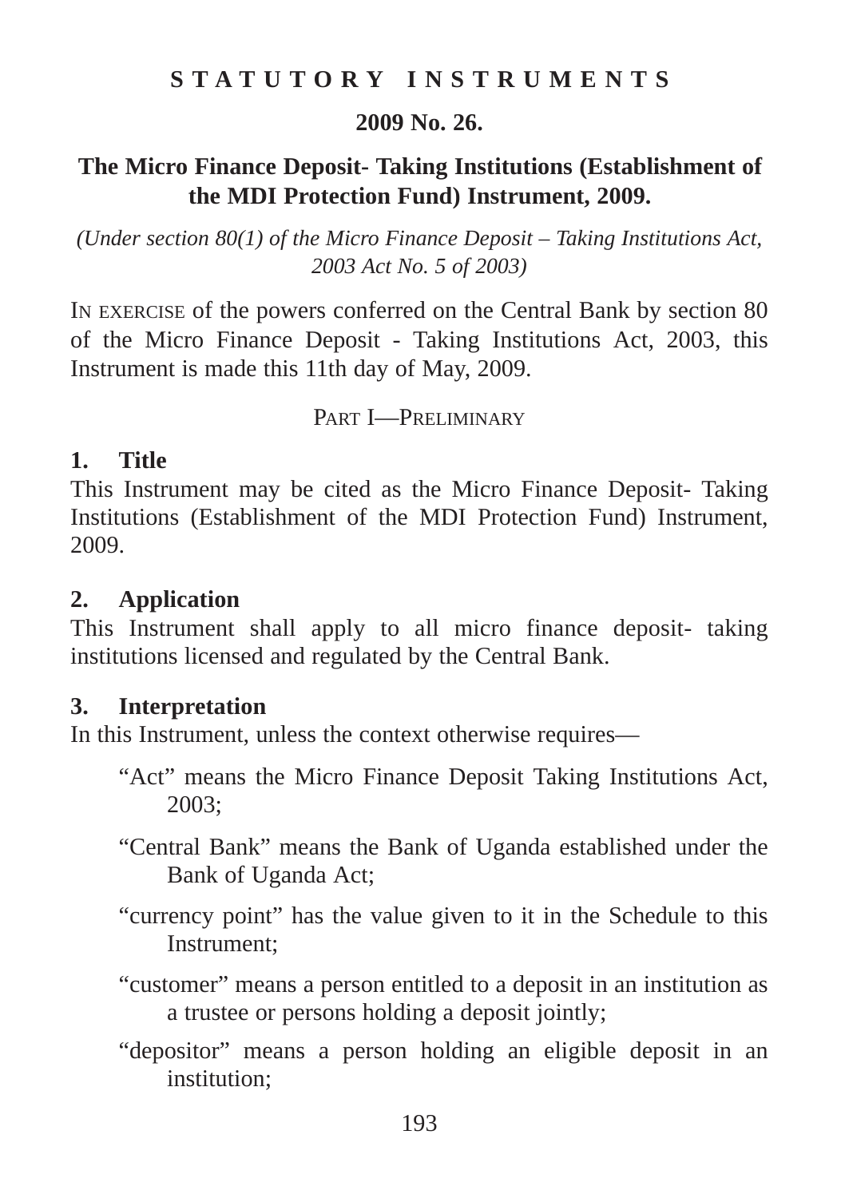**S T A T U T O R Y   I N S T R U M E N T S**

**2009 No. 26.**

# The Micro Finance Deposit- Taking Institutions (Establishment of the MDI Protection Fund) Instrument, 2009.

*(Under section 80(1) of the Micro Finance Deposit – Taking Institutions Act, 2003 Act No. 5 of 2003)*

IN EXERCISE of the powers conferred on the Central Bank by section 80 of the Micro Finance Deposit - Taking Institutions Act, 2003, this Instrument is made this 11th day of May, 2009.

## PART I—PRELIMINARY

### 1. Title

This Instrument may be cited as the Micro Finance Deposit- Taking Institutions (Establishment of the MDI Protection Fund) Instrument, 2009.

### 2. Application

This Instrument shall apply to all micro finance deposit- taking institutions licensed and regulated by the Central Bank.

### 3. Interpretation

In this Instrument, unless the context otherwise requires—

"Act" means the Micro Finance Deposit Taking Institutions Act, 2003;

"Central Bank" means the Bank of Uganda established under the Bank of Uganda Act;

"currency point" has the value given to it in the Schedule to this Instrument;

"customer" means a person entitled to a deposit in an institution as a trustee or persons holding a deposit jointly;

"depositor" means a person holding an eligible deposit in an institution;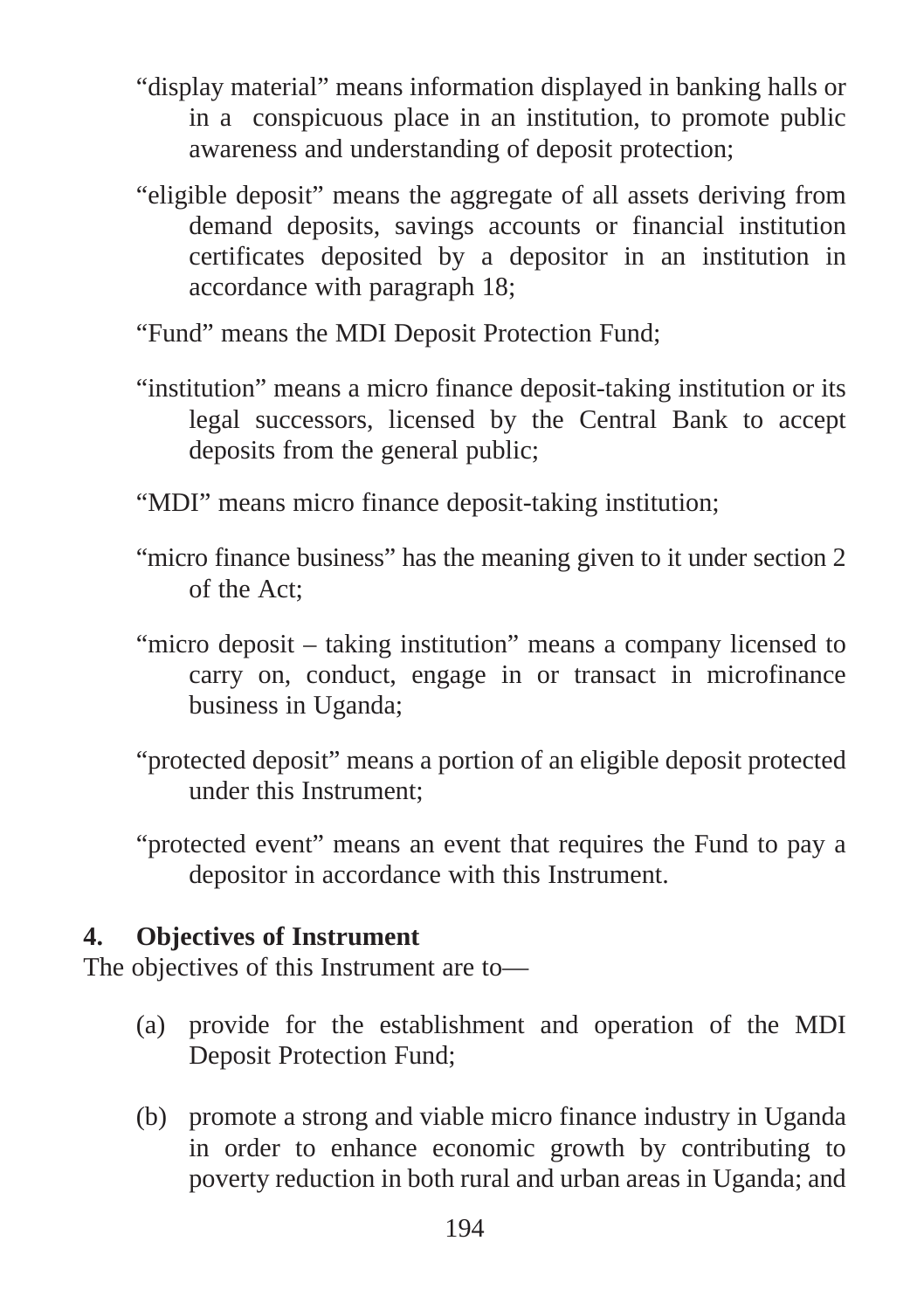"display material" means information displayed in banking halls or in a conspicuous place in an institution, to promote public awareness and understanding of deposit protection;

"eligible deposit" means the aggregate of all assets deriving from demand deposits, savings accounts or financial institution certificates deposited by a depositor in an institution in accordance with paragraph 18;

"Fund" means the MDI Deposit Protection Fund;

"institution" means a micro finance deposit-taking institution or its legal successors, licensed by the Central Bank to accept deposits from the general public;

"MDI" means micro finance deposit-taking institution;

"micro finance business" has the meaning given to it under section 2 of the Act;

"micro deposit – taking institution" means a company licensed to carry on, conduct, engage in or transact in microfinance business in Uganda;

"protected deposit" means a portion of an eligible deposit protected under this Instrument;

"protected event" means an event that requires the Fund to pay a depositor in accordance with this Instrument.

**4. Objectives of Instrument**

The objectives of this Instrument are to—

(a) provide for the establishment and operation of the MDI Deposit Protection Fund;

(b) promote a strong and viable micro finance industry in Uganda in order to enhance economic growth by contributing to poverty reduction in both rural and urban areas in Uganda; and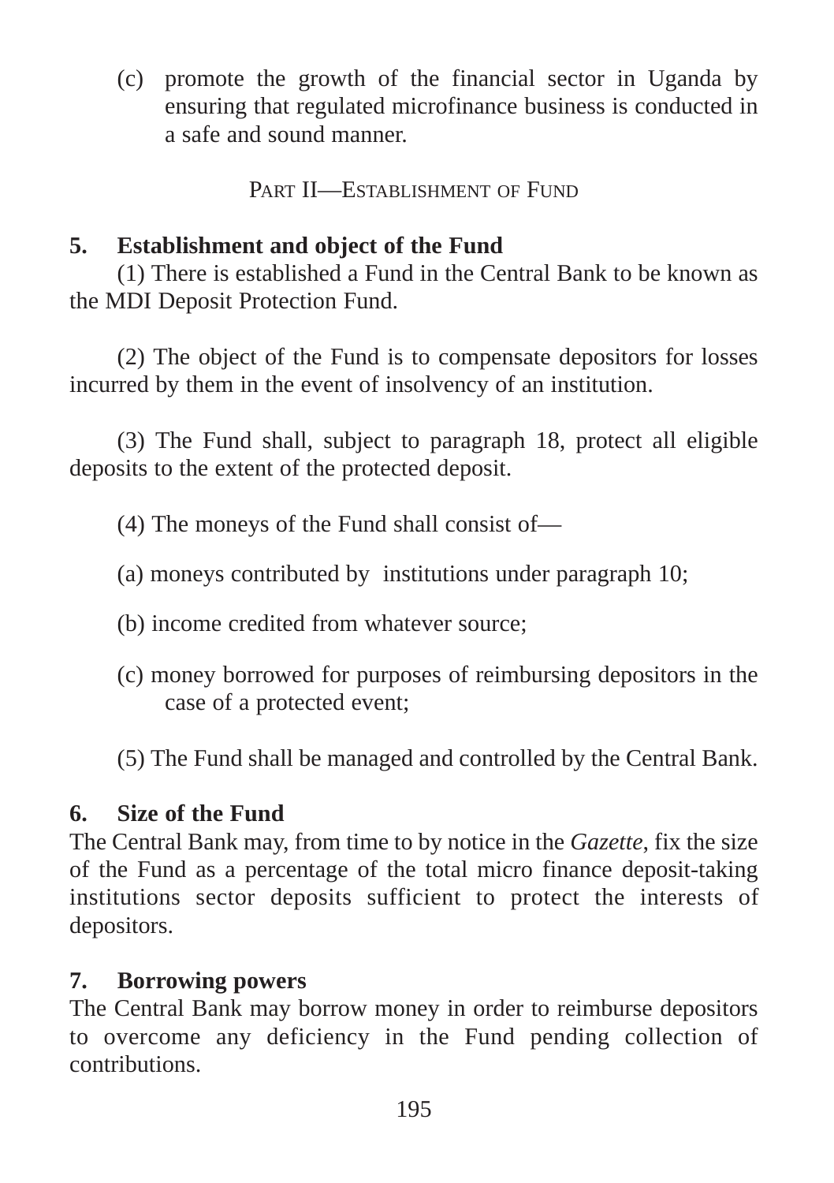(c) promote the growth of the financial sector in Uganda by ensuring that regulated microfinance business is conducted in a safe and sound manner.

## PART II—ESTABLISHMENT OF FUND

### 5. Establishment and object of the Fund

(1) There is established a Fund in the Central Bank to be known as the MDI Deposit Protection Fund.

(2) The object of the Fund is to compensate depositors for losses incurred by them in the event of insolvency of an institution.

(3) The Fund shall, subject to paragraph 18, protect all eligible deposits to the extent of the protected deposit.

(4) The moneys of the Fund shall consist of—

(a) moneys contributed by institutions under paragraph 10;

(b) income credited from whatever source;

(c) money borrowed for purposes of reimbursing depositors in the case of a protected event;

(5) The Fund shall be managed and controlled by the Central Bank.

### 6. Size of the Fund

The Central Bank may, from time to by notice in the *Gazette*, fix the size of the Fund as a percentage of the total micro finance deposit-taking institutions sector deposits sufficient to protect the interests of depositors.

### 7. Borrowing powers

The Central Bank may borrow money in order to reimburse depositors to overcome any deficiency in the Fund pending collection of contributions.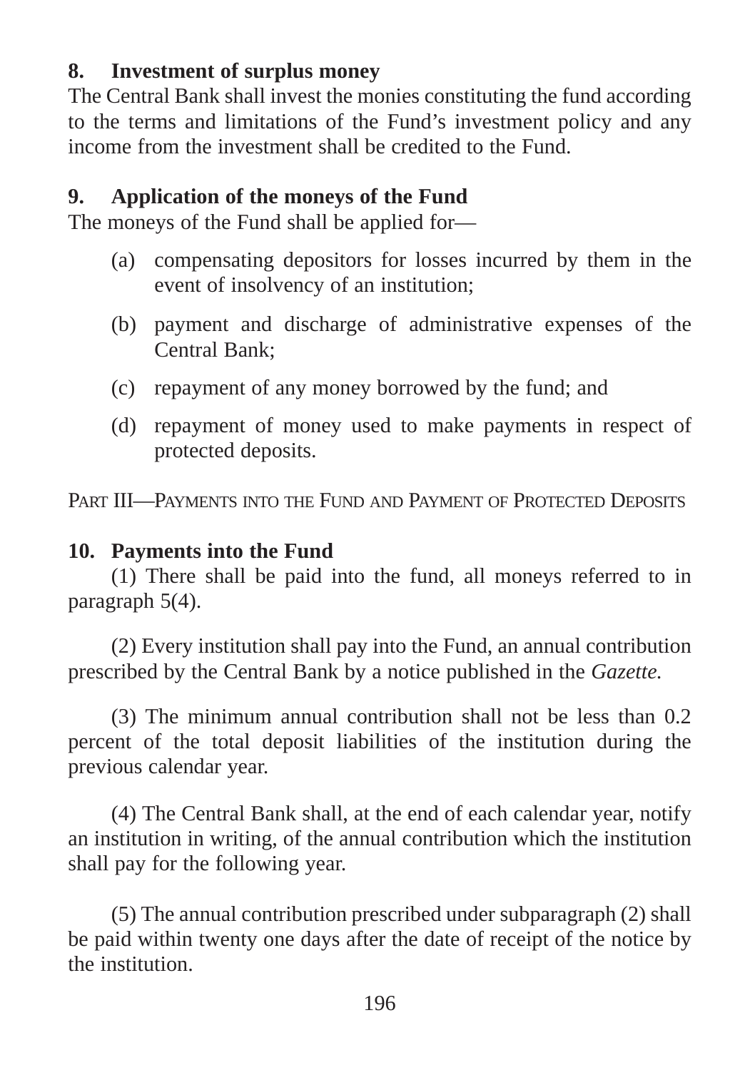**8. Investment of surplus money**

The Central Bank shall invest the monies constituting the fund according to the terms and limitations of the Fund's investment policy and any income from the investment shall be credited to the Fund.

**9. Application of the moneys of the Fund**

The moneys of the Fund shall be applied for—

(a) compensating depositors for losses incurred by them in the event of insolvency of an institution;

(b) payment and discharge of administrative expenses of the Central Bank;

(c) repayment of any money borrowed by the fund; and

(d) repayment of money used to make payments in respect of protected deposits.

PART III—PAYMENTS INTO THE FUND AND PAYMENT OF PROTECTED DEPOSITS

**10. Payments into the Fund**

(1) There shall be paid into the fund, all moneys referred to in paragraph 5(4).

(2) Every institution shall pay into the Fund, an annual contribution prescribed by the Central Bank by a notice published in the *Gazette.*

(3) The minimum annual contribution shall not be less than 0.2 percent of the total deposit liabilities of the institution during the previous calendar year.

(4) The Central Bank shall, at the end of each calendar year, notify an institution in writing, of the annual contribution which the institution shall pay for the following year.

(5) The annual contribution prescribed under subparagraph (2) shall be paid within twenty one days after the date of receipt of the notice by the institution.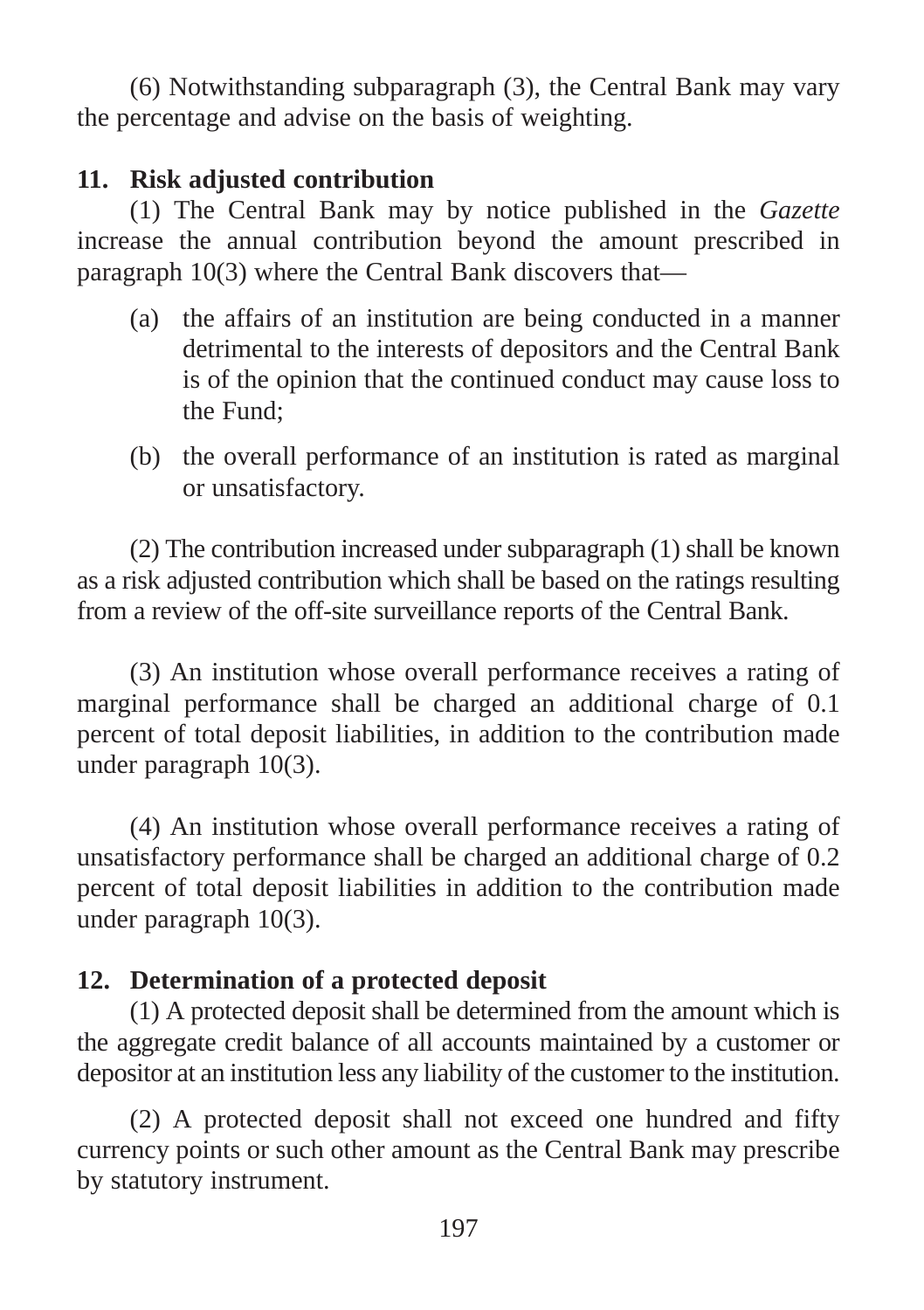(6) Notwithstanding subparagraph (3), the Central Bank may vary the percentage and advise on the basis of weighting.

### 11. Risk adjusted contribution

(1) The Central Bank may by notice published in the *Gazette* increase the annual contribution beyond the amount prescribed in paragraph 10(3) where the Central Bank discovers that—

(a) the affairs of an institution are being conducted in a manner detrimental to the interests of depositors and the Central Bank is of the opinion that the continued conduct may cause loss to the Fund;

(b) the overall performance of an institution is rated as marginal or unsatisfactory.

(2) The contribution increased under subparagraph (1) shall be known as a risk adjusted contribution which shall be based on the ratings resulting from a review of the off-site surveillance reports of the Central Bank.

(3) An institution whose overall performance receives a rating of marginal performance shall be charged an additional charge of 0.1 percent of total deposit liabilities, in addition to the contribution made under paragraph 10(3).

(4) An institution whose overall performance receives a rating of unsatisfactory performance shall be charged an additional charge of 0.2 percent of total deposit liabilities in addition to the contribution made under paragraph 10(3).

### 12. Determination of a protected deposit

(1) A protected deposit shall be determined from the amount which is the aggregate credit balance of all accounts maintained by a customer or depositor at an institution less any liability of the customer to the institution.

(2) A protected deposit shall not exceed one hundred and fifty currency points or such other amount as the Central Bank may prescribe by statutory instrument.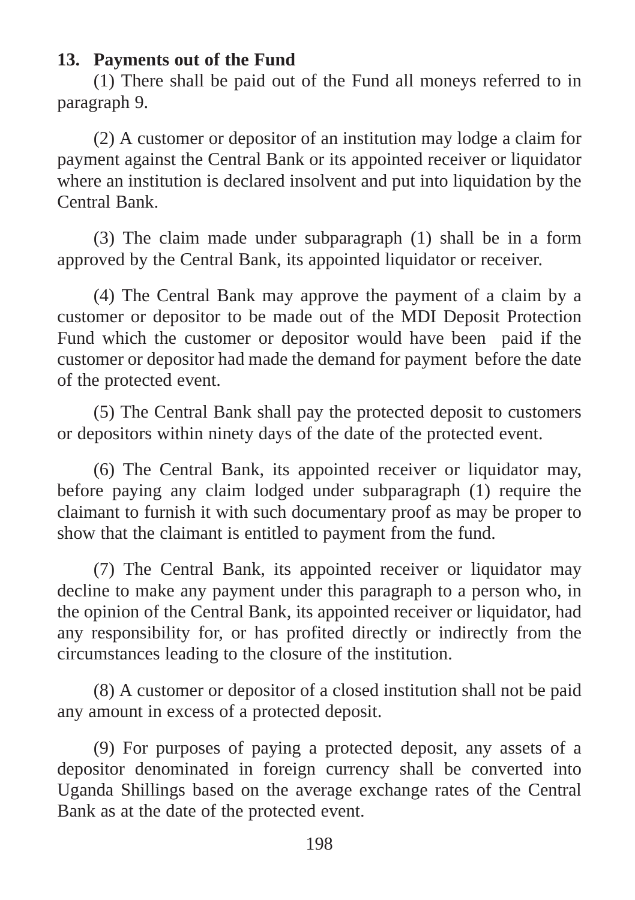**13. Payments out of the Fund**

(1) There shall be paid out of the Fund all moneys referred to in paragraph 9.

(2) A customer or depositor of an institution may lodge a claim for payment against the Central Bank or its appointed receiver or liquidator where an institution is declared insolvent and put into liquidation by the Central Bank.

(3) The claim made under subparagraph (1) shall be in a form approved by the Central Bank, its appointed liquidator or receiver.

(4) The Central Bank may approve the payment of a claim by a customer or depositor to be made out of the MDI Deposit Protection Fund which the customer or depositor would have been paid if the customer or depositor had made the demand for payment before the date of the protected event.

(5) The Central Bank shall pay the protected deposit to customers or depositors within ninety days of the date of the protected event.

(6) The Central Bank, its appointed receiver or liquidator may, before paying any claim lodged under subparagraph (1) require the claimant to furnish it with such documentary proof as may be proper to show that the claimant is entitled to payment from the fund.

(7) The Central Bank, its appointed receiver or liquidator may decline to make any payment under this paragraph to a person who, in the opinion of the Central Bank, its appointed receiver or liquidator, had any responsibility for, or has profited directly or indirectly from the circumstances leading to the closure of the institution.

(8) A customer or depositor of a closed institution shall not be paid any amount in excess of a protected deposit.

(9) For purposes of paying a protected deposit, any assets of a depositor denominated in foreign currency shall be converted into Uganda Shillings based on the average exchange rates of the Central Bank as at the date of the protected event.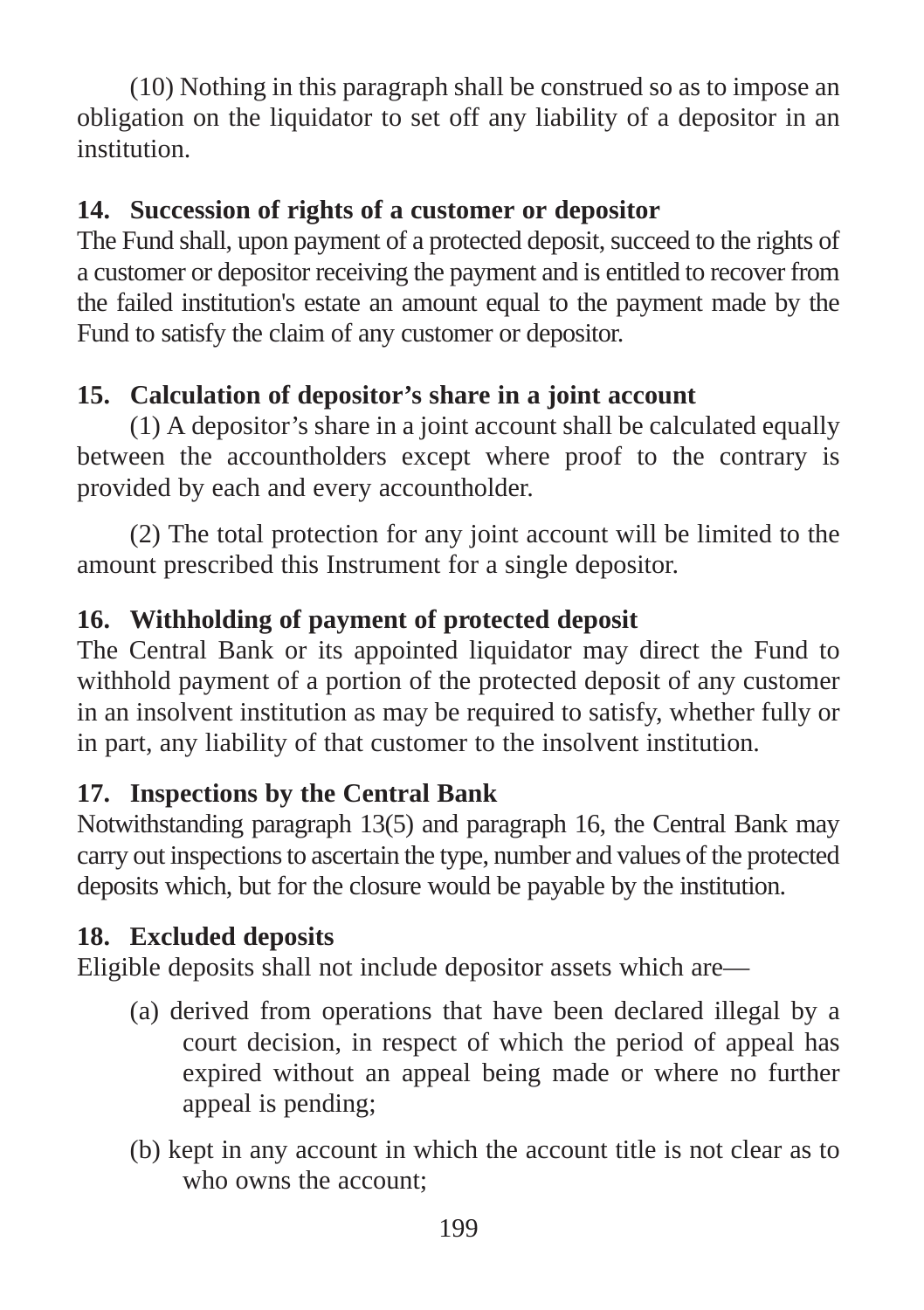(10) Nothing in this paragraph shall be construed so as to impose an obligation on the liquidator to set off any liability of a depositor in an institution.

**14. Succession of rights of a customer or depositor**

The Fund shall, upon payment of a protected deposit, succeed to the rights of a customer or depositor receiving the payment and is entitled to recover from the failed institution's estate an amount equal to the payment made by the Fund to satisfy the claim of any customer or depositor.

**15. Calculation of depositor's share in a joint account**

(1) A depositor's share in a joint account shall be calculated equally between the accountholders except where proof to the contrary is provided by each and every accountholder.

(2) The total protection for any joint account will be limited to the amount prescribed this Instrument for a single depositor.

**16. Withholding of payment of protected deposit**

The Central Bank or its appointed liquidator may direct the Fund to withhold payment of a portion of the protected deposit of any customer in an insolvent institution as may be required to satisfy, whether fully or in part, any liability of that customer to the insolvent institution.

**17. Inspections by the Central Bank**

Notwithstanding paragraph 13(5) and paragraph 16, the Central Bank may carry out inspections to ascertain the type, number and values of the protected deposits which, but for the closure would be payable by the institution.

**18. Excluded deposits**

Eligible deposits shall not include depositor assets which are—

(a) derived from operations that have been declared illegal by a court decision, in respect of which the period of appeal has expired without an appeal being made or where no further appeal is pending;

(b) kept in any account in which the account title is not clear as to who owns the account;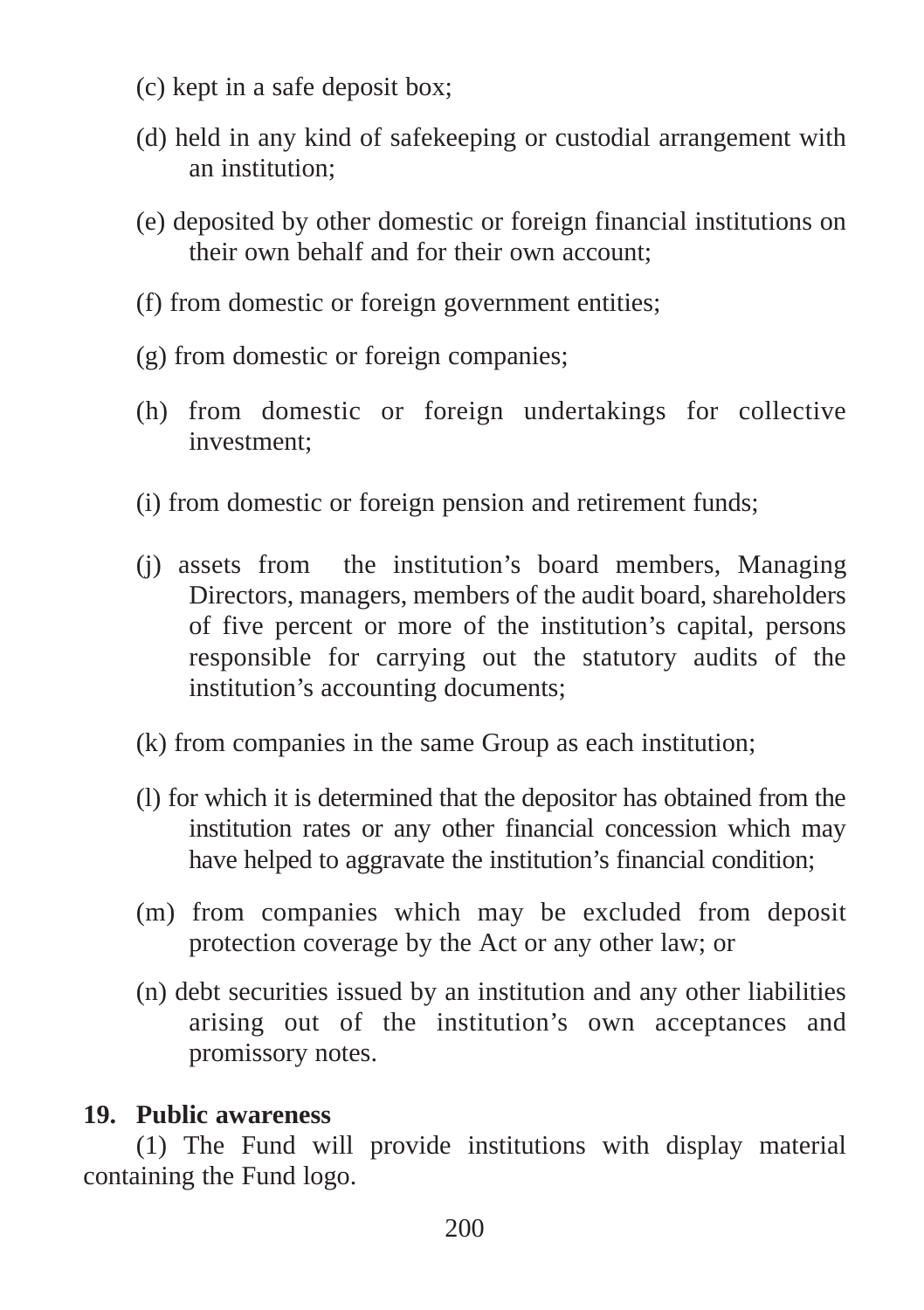(c) kept in a safe deposit box;

(d) held in any kind of safekeeping or custodial arrangement with an institution;

(e) deposited by other domestic or foreign financial institutions on their own behalf and for their own account;

(f) from domestic or foreign government entities;

(g) from domestic or foreign companies;

(h) from domestic or foreign undertakings for collective investment;

(i) from domestic or foreign pension and retirement funds;

(j) assets from the institution's board members, Managing Directors, managers, members of the audit board, shareholders of five percent or more of the institution's capital, persons responsible for carrying out the statutory audits of the institution's accounting documents;

(k) from companies in the same Group as each institution;

(l) for which it is determined that the depositor has obtained from the institution rates or any other financial concession which may have helped to aggravate the institution's financial condition;

(m) from companies which may be excluded from deposit protection coverage by the Act or any other law; or

(n) debt securities issued by an institution and any other liabilities arising out of the institution's own acceptances and promissory notes.

**19. Public awareness**

(1) The Fund will provide institutions with display material containing the Fund logo.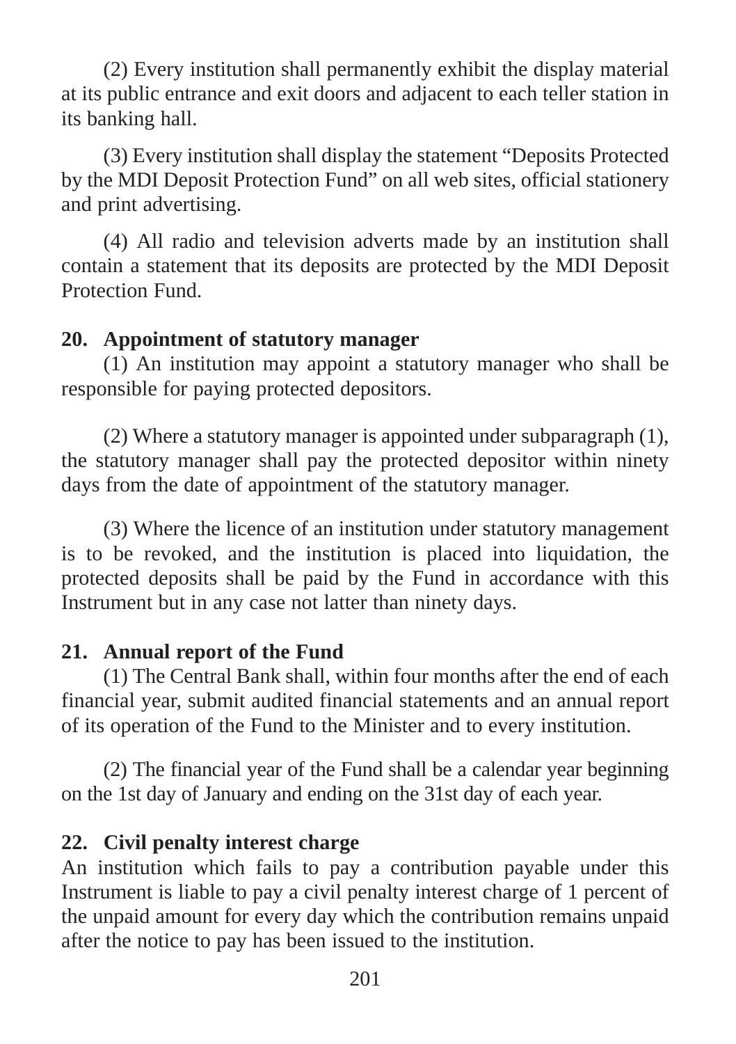(2) Every institution shall permanently exhibit the display material at its public entrance and exit doors and adjacent to each teller station in its banking hall.

(3) Every institution shall display the statement "Deposits Protected by the MDI Deposit Protection Fund" on all web sites, official stationery and print advertising.

(4) All radio and television adverts made by an institution shall contain a statement that its deposits are protected by the MDI Deposit Protection Fund.

**20. Appointment of statutory manager**

(1) An institution may appoint a statutory manager who shall be responsible for paying protected depositors.

(2) Where a statutory manager is appointed under subparagraph (1), the statutory manager shall pay the protected depositor within ninety days from the date of appointment of the statutory manager.

(3) Where the licence of an institution under statutory management is to be revoked, and the institution is placed into liquidation, the protected deposits shall be paid by the Fund in accordance with this Instrument but in any case not latter than ninety days.

**21. Annual report of the Fund**

(1) The Central Bank shall, within four months after the end of each financial year, submit audited financial statements and an annual report of its operation of the Fund to the Minister and to every institution.

(2) The financial year of the Fund shall be a calendar year beginning on the 1st day of January and ending on the 31st day of each year.

**22. Civil penalty interest charge**

An institution which fails to pay a contribution payable under this Instrument is liable to pay a civil penalty interest charge of 1 percent of the unpaid amount for every day which the contribution remains unpaid after the notice to pay has been issued to the institution.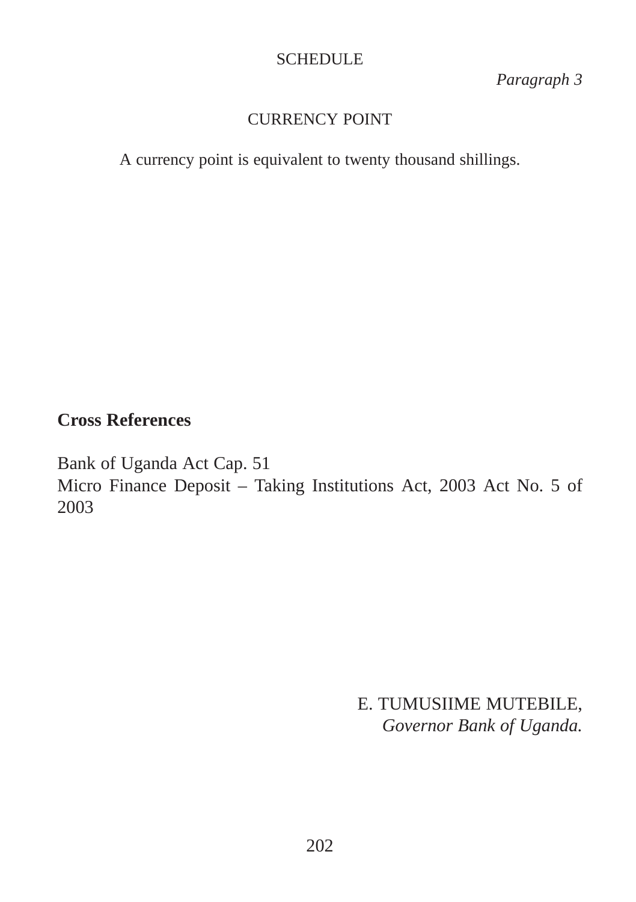## SCHEDULE

*Paragraph 3*

### CURRENCY POINT

A currency point is equivalent to twenty thousand shillings.

**Cross References**

Bank of Uganda Act Cap. 51
Micro Finance Deposit – Taking Institutions Act, 2003 Act No. 5 of 2003

E. TUMUSIIME MUTEBILE,
*Governor Bank of Uganda.*